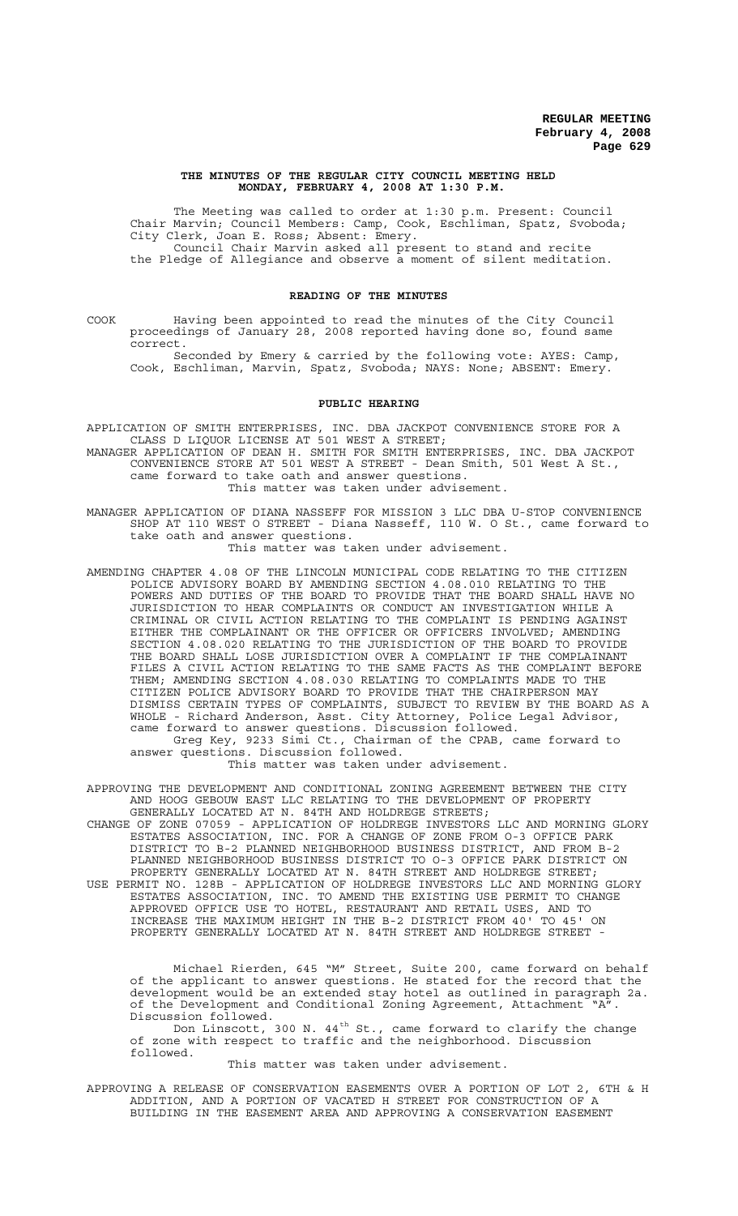# THE MINUTES OF THE REGULAR CITY COUNCIL MEETING HELD MONDAY, FEBRUARY 4, 2008 AT 1:30 P.M.

The Meeting was called to order at 1:30 p.m. Present: Council Chair Marvin; Council Members: Camp, Cook, Eschliman, Spatz, Svoboda; City Clerk, Joan E. Ross; Absent: Emery.

Council Chair Marvin asked all present to stand and recite the Pledge of Allegiance and observe a moment of silent meditation.

## READING OF THE MINUTES

COOK Having been appointed to read the minutes of the City Council proceedings of January 28, 2008 reported having done so, found same correct.

Seconded by Emery & carried by the following vote: AYES: Camp, Cook, Eschliman, Marvin, Spatz, Svoboda; NAYS: None; ABSENT: Emery.

## PUBLIC HEARING

APPLICATION OF SMITH ENTERPRISES, INC. DBA JACKPOT CONVENIENCE STORE FOR A CLASS D LIQUOR LICENSE AT 501 WEST A STREET;

MANAGER APPLICATION OF DEAN H. SMITH FOR SMITH ENTERPRISES, INC. DBA JACKPOT CONVENIENCE STORE AT 501 WEST A STREET - Dean Smith, 501 West A St., came forward to take oath and answer questions.

This matter was taken under advisement.

MANAGER APPLICATION OF DIANA NASSEFF FOR MISSION 3 LLC DBA U-STOP CONVENIENCE SHOP AT 110 WEST O STREET - Diana Nasseff, 110 W. O St., came forward to take oath and answer questions.

This matter was taken under advisement.

AMENDING CHAPTER 4.08 OF THE LINCOLN MUNICIPAL CODE RELATING TO THE CITIZEN POLICE ADVISORY BOARD BY AMENDING SECTION 4.08.010 RELATING TO THE POWERS AND DUTIES OF THE BOARD TO PROVIDE THAT THE BOARD SHALL HAVE NO JURISDICTION TO HEAR COMPLAINTS OR CONDUCT AN INVESTIGATION WHILE A CRIMINAL OR CIVIL ACTION RELATING TO THE COMPLAINT IS PENDING AGAINST EITHER THE COMPLAINANT OR THE OFFICER OR OFFICERS INVOLVED; AMENDING SECTION 4.08.020 RELATING TO THE JURISDICTION OF THE BOARD TO PROVIDE THE BOARD SHALL LOSE JURISDICTION OVER A COMPLAINT IF THE COMPLAINANT FILES A CIVIL ACTION RELATING TO THE SAME FACTS AS THE COMPLAINT BEFORE THEM; AMENDING SECTION 4.08.030 RELATING TO COMPLAINTS MADE TO THE CITIZEN POLICE ADVISORY BOARD TO PROVIDE THAT THE CHAIRPERSON MAY DISMISS CERTAIN TYPES OF COMPLAINTS, SUBJECT TO REVIEW BY THE BOARD AS A WHOLE - Richard Anderson, Asst. City Attorney, Police Legal Advisor, came forward to answer questions. Discussion followed.

Greg Key, 9233 Simi Ct., Chairman of the CPAB, came forward to answer questions. Discussion followed.

This matter was taken under advisement.

APPROVING THE DEVELOPMENT AND CONDITIONAL ZONING AGREEMENT BETWEEN THE CITY AND HOOG GEBOUW EAST LLC RELATING TO THE DEVELOPMENT OF PROPERTY GENERALLY LOCATED AT N. 84TH AND HOLDREGE STREETS;

CHANGE OF ZONE 07059 - APPLICATION OF HOLDREGE INVESTORS LLC AND MORNING GLORY ESTATES ASSOCIATION, INC. FOR A CHANGE OF ZONE FROM O-3 OFFICE PARK DISTRICT TO B-2 PLANNED NEIGHBORHOOD BUSINESS DISTRICT, AND FROM B-2 PLANNED NEIGHBORHOOD BUSINESS DISTRICT TO O-3 OFFICE PARK DISTRICT ON PROPERTY GENERALLY LOCATED AT N. 84TH STREET AND HOLDREGE STREET;

USE PERMIT NO. 128B - APPLICATION OF HOLDREGE INVESTORS LLC AND MORNING GLORY ESTATES ASSOCIATION, INC. TO AMEND THE EXISTING USE PERMIT TO CHANGE APPROVED OFFICE USE TO HOTEL, RESTAURANT AND RETAIL USES, AND TO INCREASE THE MAXIMUM HEIGHT IN THE B-2 DISTRICT FROM 40' TO 45' ON PROPERTY GENERALLY LOCATED AT N. 84TH STREET AND HOLDREGE STREET -

Michael Rierden, 645 "M" Street, Suite 200, came forward on behalf of the applicant to answer questions. He stated for the record that the development would be an extended stay hotel as outlined in paragraph 2a. of the Development and Conditional Zoning Agreement, Attachment "A". Discussion followed.

Don Linscott, 300 N. 44[th] St., came forward to clarify the change of zone with respect to traffic and the neighborhood. Discussion followed.

This matter was taken under advisement.

APPROVING A RELEASE OF CONSERVATION EASEMENTS OVER A PORTION OF LOT 2, 6TH & H ADDITION, AND A PORTION OF VACATED H STREET FOR CONSTRUCTION OF A BUILDING IN THE EASEMENT AREA AND APPROVING A CONSERVATION EASEMENT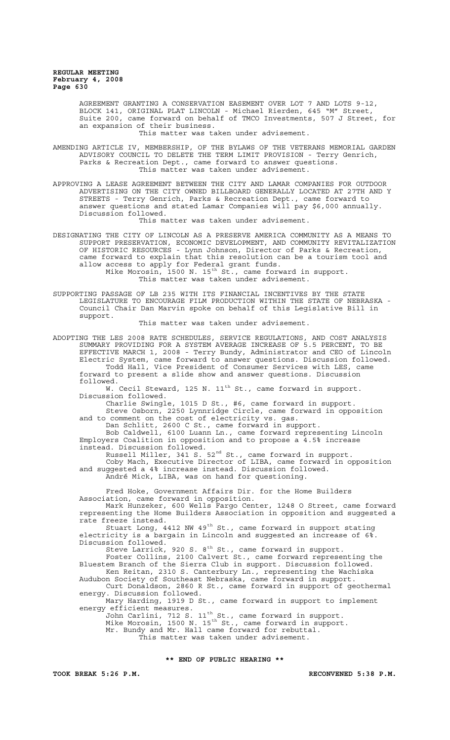AGREEMENT GRANTING A CONSERVATION EASEMENT OVER LOT 7 AND LOTS 9-12, BLOCK 141, ORIGINAL PLAT LINCOLN - Michael Rierden, 645 "M" Street, Suite 200, came forward on behalf of TMCO Investments, 507 J Street, for an expansion of their business.

This matter was taken under advisement.

AMENDING ARTICLE IV, MEMBERSHIP, OF THE BYLAWS OF THE VETERANS MEMORIAL GARDEN ADVISORY COUNCIL TO DELETE THE TERM LIMIT PROVISION - Terry Genrich, Parks & Recreation Dept., came forward to answer questions.

This matter was taken under advisement.

APPROVING A LEASE AGREEMENT BETWEEN THE CITY AND LAMAR COMPANIES FOR OUTDOOR ADVERTISING ON THE CITY OWNED BILLBOARD GENERALLY LOCATED AT 27TH AND Y STREETS - Terry Genrich, Parks & Recreation Dept., came forward to answer questions and stated Lamar Companies will pay $6,000 annually. Discussion followed.

This matter was taken under advisement.

DESIGNATING THE CITY OF LINCOLN AS A PRESERVE AMERICA COMMUNITY AS A MEANS TO SUPPORT PRESERVATION, ECONOMIC DEVELOPMENT, AND COMMUNITY REVITALIZATION OF HISTORIC RESOURCES - Lynn Johnson, Director of Parks & Recreation, came forward to explain that this resolution can be a tourism tool and allow access to apply for Federal grant funds.

Mike Morosin, 1500 N. 15th St., came forward in support.

This matter was taken under advisement.

SUPPORTING PASSAGE OF LB 235 WITH ITS FINANCIAL INCENTIVES BY THE STATE LEGISLATURE TO ENCOURAGE FILM PRODUCTION WITHIN THE STATE OF NEBRASKA - Council Chair Dan Marvin spoke on behalf of this Legislative Bill in support.

This matter was taken under advisement.

ADOPTING THE LES 2008 RATE SCHEDULES, SERVICE REGULATIONS, AND COST ANALYSIS SUMMARY PROVIDING FOR A SYSTEM AVERAGE INCREASE OF 5.5 PERCENT, TO BE EFFECTIVE MARCH 1, 2008 - Terry Bundy, Administrator and CEO of Lincoln Electric System, came forward to answer questions. Discussion followed.

Todd Hall, Vice President of Consumer Services with LES, came forward to present a slide show and answer questions. Discussion followed.

W. Cecil Steward, 125 N. 11th St., came forward in support. Discussion followed.

Charlie Swingle, 1015 D St., #6, came forward in support.

Steve Osborn, 2250 Lynnridge Circle, came forward in opposition and to comment on the cost of electricity vs. gas.

Dan Schlitt, 2600 C St., came forward in support.

Bob Caldwell, 6100 Luann Ln., came forward representing Lincoln Employers Coalition in opposition and to propose a 4.5% increase instead. Discussion followed.

Russell Miller, 341 S. 52nd St., came forward in support.

Coby Mach, Executive Director of LIBA, came forward in opposition and suggested a 4% increase instead. Discussion followed.

André Mick, LIBA, was on hand for questioning.

Fred Hoke, Government Affairs Dir. for the Home Builders Association, came forward in opposition.

Mark Hunzeker, 600 Wells Fargo Center, 1248 O Street, came forward representing the Home Builders Association in opposition and suggested a rate freeze instead.

Stuart Long, 4412 NW 49th St., came forward in support stating electricity is a bargain in Lincoln and suggested an increase of 6%. Discussion followed.

Steve Larrick, 920 S. 8th St., came forward in support.

Foster Collins, 2100 Calvert St., came forward representing the Bluestem Branch of the Sierra Club in support. Discussion followed.

Ken Reitan, 2310 S. Canterbury Ln., representing the Wachiska Audubon Society of Southeast Nebraska, came forward in support.

Curt Donaldson, 2860 R St., came forward in support of geothermal energy. Discussion followed.

Mary Harding, 1919 D St., came forward in support to implement energy efficient measures.

John Carlini, 712 S. 11th St., came forward in support.

Mike Morosin, 1500 N. 15th St., came forward in support.

Mr. Bundy and Mr. Hall came forward for rebuttal.

This matter was taken under advisement.

**\*\* END OF PUBLIC HEARING \*\***

**TOOK BREAK 5:26 P.M.** **RECONVENED 5:38 P.M.**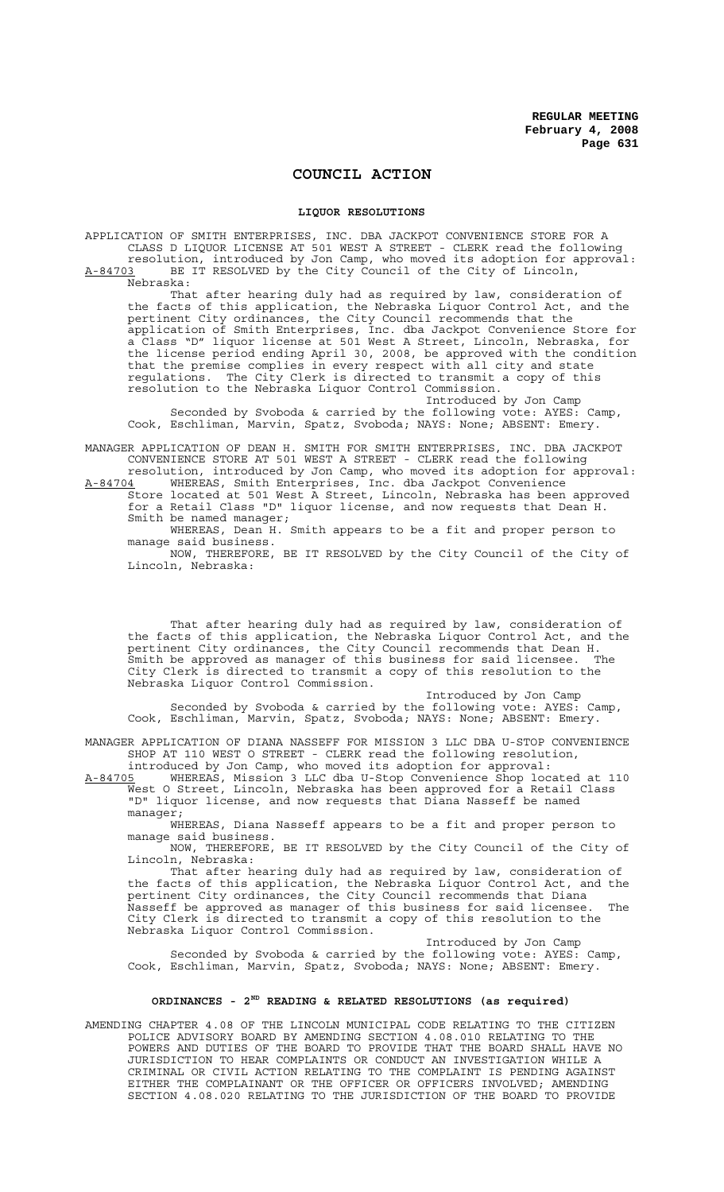# COUNCIL ACTION

## LIQUOR RESOLUTIONS

APPLICATION OF SMITH ENTERPRISES, INC. DBA JACKPOT CONVENIENCE STORE FOR A CLASS D LIQUOR LICENSE AT 501 WEST A STREET - CLERK read the following resolution, introduced by Jon Camp, who moved its adoption for approval:

A-84703 BE IT RESOLVED by the City Council of the City of Lincoln, Nebraska:

That after hearing duly had as required by law, consideration of the facts of this application, the Nebraska Liquor Control Act, and the pertinent City ordinances, the City Council recommends that the application of Smith Enterprises, Inc. dba Jackpot Convenience Store for a Class "D" liquor license at 501 West A Street, Lincoln, Nebraska, for the license period ending April 30, 2008, be approved with the condition that the premise complies in every respect with all city and state regulations. The City Clerk is directed to transmit a copy of this resolution to the Nebraska Liquor Control Commission.

Introduced by Jon Camp

Seconded by Svoboda & carried by the following vote: AYES: Camp, Cook, Eschliman, Marvin, Spatz, Svoboda; NAYS: None; ABSENT: Emery.

MANAGER APPLICATION OF DEAN H. SMITH FOR SMITH ENTERPRISES, INC. DBA JACKPOT CONVENIENCE STORE AT 501 WEST A STREET - CLERK read the following resolution, introduced by Jon Camp, who moved its adoption for approval:

A-84704 WHEREAS, Smith Enterprises, Inc. dba Jackpot Convenience Store located at 501 West A Street, Lincoln, Nebraska has been approved for a Retail Class "D" liquor license, and now requests that Dean H. Smith be named manager;

WHEREAS, Dean H. Smith appears to be a fit and proper person to manage said business.

NOW, THEREFORE, BE IT RESOLVED by the City Council of the City of Lincoln, Nebraska:

That after hearing duly had as required by law, consideration of the facts of this application, the Nebraska Liquor Control Act, and the pertinent City ordinances, the City Council recommends that Dean H. Smith be approved as manager of this business for said licensee. The City Clerk is directed to transmit a copy of this resolution to the Nebraska Liquor Control Commission.

Introduced by Jon Camp

Seconded by Svoboda & carried by the following vote: AYES: Camp, Cook, Eschliman, Marvin, Spatz, Svoboda; NAYS: None; ABSENT: Emery.

MANAGER APPLICATION OF DIANA NASSEFF FOR MISSION 3 LLC DBA U-STOP CONVENIENCE SHOP AT 110 WEST O STREET - CLERK read the following resolution, introduced by Jon Camp, who moved its adoption for approval:

A-84705 WHEREAS, Mission 3 LLC dba U-Stop Convenience Shop located at 110 West O Street, Lincoln, Nebraska has been approved for a Retail Class "D" liquor license, and now requests that Diana Nasseff be named manager;

WHEREAS, Diana Nasseff appears to be a fit and proper person to manage said business.

NOW, THEREFORE, BE IT RESOLVED by the City Council of the City of Lincoln, Nebraska:

That after hearing duly had as required by law, consideration of the facts of this application, the Nebraska Liquor Control Act, and the pertinent City ordinances, the City Council recommends that Diana Nasseff be approved as manager of this business for said licensee. The City Clerk is directed to transmit a copy of this resolution to the Nebraska Liquor Control Commission.

Introduced by Jon Camp

Seconded by Svoboda & carried by the following vote: AYES: Camp, Cook, Eschliman, Marvin, Spatz, Svoboda; NAYS: None; ABSENT: Emery.

## ORDINANCES - 2ND READING & RELATED RESOLUTIONS (as required)

AMENDING CHAPTER 4.08 OF THE LINCOLN MUNICIPAL CODE RELATING TO THE CITIZEN POLICE ADVISORY BOARD BY AMENDING SECTION 4.08.010 RELATING TO THE POWERS AND DUTIES OF THE BOARD TO PROVIDE THAT THE BOARD SHALL HAVE NO JURISDICTION TO HEAR COMPLAINTS OR CONDUCT AN INVESTIGATION WHILE A CRIMINAL OR CIVIL ACTION RELATING TO THE COMPLAINT IS PENDING AGAINST EITHER THE COMPLAINANT OR THE OFFICER OR OFFICERS INVOLVED; AMENDING SECTION 4.08.020 RELATING TO THE JURISDICTION OF THE BOARD TO PROVIDE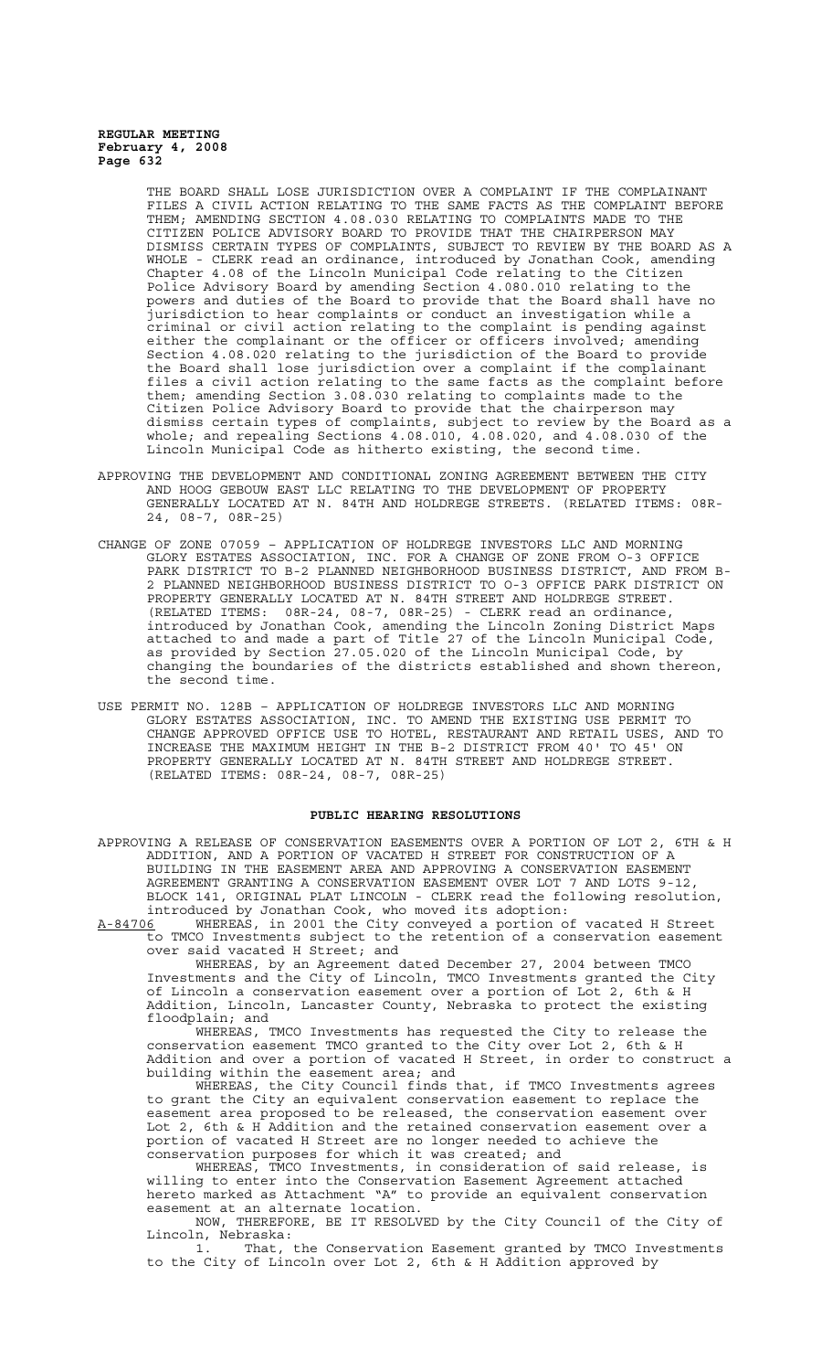THE BOARD SHALL LOSE JURISDICTION OVER A COMPLAINT IF THE COMPLAINANT FILES A CIVIL ACTION RELATING TO THE SAME FACTS AS THE COMPLAINT BEFORE THEM; AMENDING SECTION 4.08.030 RELATING TO COMPLAINTS MADE TO THE CITIZEN POLICE ADVISORY BOARD TO PROVIDE THAT THE CHAIRPERSON MAY DISMISS CERTAIN TYPES OF COMPLAINTS, SUBJECT TO REVIEW BY THE BOARD AS A WHOLE - CLERK read an ordinance, introduced by Jonathan Cook, amending Chapter 4.08 of the Lincoln Municipal Code relating to the Citizen Police Advisory Board by amending Section 4.080.010 relating to the powers and duties of the Board to provide that the Board shall have no jurisdiction to hear complaints or conduct an investigation while a criminal or civil action relating to the complaint is pending against either the complainant or the officer or officers involved; amending Section 4.08.020 relating to the jurisdiction of the Board to provide the Board shall lose jurisdiction over a complaint if the complainant files a civil action relating to the same facts as the complaint before them; amending Section 3.08.030 relating to complaints made to the Citizen Police Advisory Board to provide that the chairperson may dismiss certain types of complaints, subject to review by the Board as a whole; and repealing Sections 4.08.010, 4.08.020, and 4.08.030 of the Lincoln Municipal Code as hitherto existing, the second time.

APPROVING THE DEVELOPMENT AND CONDITIONAL ZONING AGREEMENT BETWEEN THE CITY AND HOOG GEBOUW EAST LLC RELATING TO THE DEVELOPMENT OF PROPERTY GENERALLY LOCATED AT N. 84TH AND HOLDREGE STREETS. (RELATED ITEMS: 08R-24, 08-7, 08R-25)

CHANGE OF ZONE 07059 – APPLICATION OF HOLDREGE INVESTORS LLC AND MORNING GLORY ESTATES ASSOCIATION, INC. FOR A CHANGE OF ZONE FROM O-3 OFFICE PARK DISTRICT TO B-2 PLANNED NEIGHBORHOOD BUSINESS DISTRICT, AND FROM B-2 PLANNED NEIGHBORHOOD BUSINESS DISTRICT TO O-3 OFFICE PARK DISTRICT ON PROPERTY GENERALLY LOCATED AT N. 84TH STREET AND HOLDREGE STREET. (RELATED ITEMS: 08R-24, 08-7, 08R-25) - CLERK read an ordinance, introduced by Jonathan Cook, amending the Lincoln Zoning District Maps attached to and made a part of Title 27 of the Lincoln Municipal Code, as provided by Section 27.05.020 of the Lincoln Municipal Code, by changing the boundaries of the districts established and shown thereon, the second time.

USE PERMIT NO. 128B – APPLICATION OF HOLDREGE INVESTORS LLC AND MORNING GLORY ESTATES ASSOCIATION, INC. TO AMEND THE EXISTING USE PERMIT TO CHANGE APPROVED OFFICE USE TO HOTEL, RESTAURANT AND RETAIL USES, AND TO INCREASE THE MAXIMUM HEIGHT IN THE B-2 DISTRICT FROM 40' TO 45' ON PROPERTY GENERALLY LOCATED AT N. 84TH STREET AND HOLDREGE STREET. (RELATED ITEMS: 08R-24, 08-7, 08R-25)

## PUBLIC HEARING RESOLUTIONS

APPROVING A RELEASE OF CONSERVATION EASEMENTS OVER A PORTION OF LOT 2, 6TH & H ADDITION, AND A PORTION OF VACATED H STREET FOR CONSTRUCTION OF A BUILDING IN THE EASEMENT AREA AND APPROVING A CONSERVATION EASEMENT AGREEMENT GRANTING A CONSERVATION EASEMENT OVER LOT 7 AND LOTS 9-12, BLOCK 141, ORIGINAL PLAT LINCOLN - CLERK read the following resolution, introduced by Jonathan Cook, who moved its adoption:

A-84706 WHEREAS, in 2001 the City conveyed a portion of vacated H Street to TMCO Investments subject to the retention of a conservation easement over said vacated H Street; and

WHEREAS, by an Agreement dated December 27, 2004 between TMCO Investments and the City of Lincoln, TMCO Investments granted the City of Lincoln a conservation easement over a portion of Lot 2, 6th & H Addition, Lincoln, Lancaster County, Nebraska to protect the existing floodplain; and

WHEREAS, TMCO Investments has requested the City to release the conservation easement TMCO granted to the City over Lot 2, 6th & H Addition and over a portion of vacated H Street, in order to construct a building within the easement area; and

WHEREAS, the City Council finds that, if TMCO Investments agrees to grant the City an equivalent conservation easement to replace the easement area proposed to be released, the conservation easement over Lot 2, 6th & H Addition and the retained conservation easement over a portion of vacated H Street are no longer needed to achieve the conservation purposes for which it was created; and

WHEREAS, TMCO Investments, in consideration of said release, is willing to enter into the Conservation Easement Agreement attached hereto marked as Attachment "A" to provide an equivalent conservation easement at an alternate location.

NOW, THEREFORE, BE IT RESOLVED by the City Council of the City of Lincoln, Nebraska:

1. That, the Conservation Easement granted by TMCO Investments to the City of Lincoln over Lot 2, 6th & H Addition approved by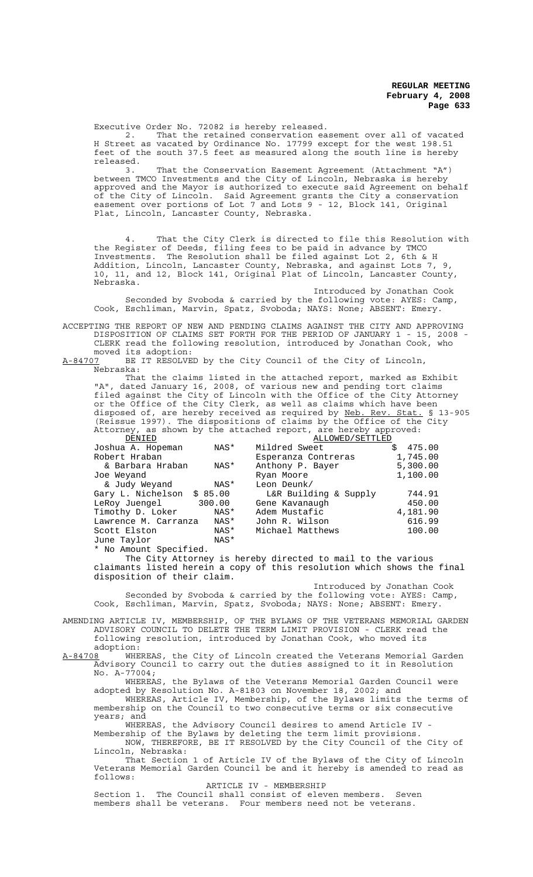Executive Order No. 72082 is hereby released.

2. That the retained conservation easement over all of vacated H Street as vacated by Ordinance No. 17799 except for the west 198.51 feet of the south 37.5 feet as measured along the south line is hereby released.

3. That the Conservation Easement Agreement (Attachment "A") between TMCO Investments and the City of Lincoln, Nebraska is hereby approved and the Mayor is authorized to execute said Agreement on behalf of the City of Lincoln. Said Agreement grants the City a conservation easement over portions of Lot 7 and Lots 9 - 12, Block 141, Original Plat, Lincoln, Lancaster County, Nebraska.

4. That the City Clerk is directed to file this Resolution with the Register of Deeds, filing fees to be paid in advance by TMCO Investments. The Resolution shall be filed against Lot 2, 6th & H Addition, Lincoln, Lancaster County, Nebraska, and against Lots 7, 9, 10, 11, and 12, Block 141, Original Plat of Lincoln, Lancaster County, Nebraska.

Introduced by Jonathan Cook

Seconded by Svoboda & carried by the following vote: AYES: Camp, Cook, Eschliman, Marvin, Spatz, Svoboda; NAYS: None; ABSENT: Emery.

ACCEPTING THE REPORT OF NEW AND PENDING CLAIMS AGAINST THE CITY AND APPROVING DISPOSITION OF CLAIMS SET FORTH FOR THE PERIOD OF JANUARY 1 - 15, 2008 - CLERK read the following resolution, introduced by Jonathan Cook, who moved its adoption:

A-84707 BE IT RESOLVED by the City Council of the City of Lincoln, Nebraska:

That the claims listed in the attached report, marked as Exhibit "A", dated January 16, 2008, of various new and pending tort claims filed against the City of Lincoln with the Office of the City Attorney or the Office of the City Clerk, as well as claims which have been disposed of, are hereby received as required by Neb. Rev. Stat. § 13-905 (Reissue 1997). The dispositions of claims by the Office of the City Attorney, as shown by the attached report, are hereby approved:

| DENIED | | ALLOWED/SETTLED | |
|---|---|---|---|
| Joshua A. Hopeman | NAS* | Mildred Sweet | $ 475.00 |
| Robert Hraban & Barbara Hraban | NAS* | Esperanza Contreras | 1,745.00 |
| Joe Weyand & Judy Weyand | NAS* | Anthony P. Bayer | 5,300.00 |
| Gary L. Nichelson | $ 85.00 | Ryan Moore | 1,100.00 |
| LeRoy Juengel | 300.00 | Leon Deunk/ L&R Building & Supply | 744.91 |
| Timothy D. Loker | NAS* | Gene Kavanaugh | 450.00 |
| Lawrence M. Carranza | NAS* | Adem Mustafic | 4,181.90 |
| Scott Elston | NAS* | John R. Wilson | 616.99 |
| June Taylor | NAS* | Michael Matthews | 100.00 |

\* No Amount Specified.

The City Attorney is hereby directed to mail to the various claimants listed herein a copy of this resolution which shows the final disposition of their claim.

Introduced by Jonathan Cook

Seconded by Svoboda & carried by the following vote: AYES: Camp, Cook, Eschliman, Marvin, Spatz, Svoboda; NAYS: None; ABSENT: Emery.

AMENDING ARTICLE IV, MEMBERSHIP, OF THE BYLAWS OF THE VETERANS MEMORIAL GARDEN ADVISORY COUNCIL TO DELETE THE TERM LIMIT PROVISION - CLERK read the following resolution, introduced by Jonathan Cook, who moved its adoption:

A-84708 WHEREAS, the City of Lincoln created the Veterans Memorial Garden Advisory Council to carry out the duties assigned to it in Resolution No. A-77004;

WHEREAS, the Bylaws of the Veterans Memorial Garden Council were adopted by Resolution No. A-81803 on November 18, 2002; and

WHEREAS, Article IV, Membership, of the Bylaws limits the terms of membership on the Council to two consecutive terms or six consecutive years; and

WHEREAS, the Advisory Council desires to amend Article IV - Membership of the Bylaws by deleting the term limit provisions.

NOW, THEREFORE, BE IT RESOLVED by the City Council of the City of Lincoln, Nebraska:

That Section 1 of Article IV of the Bylaws of the City of Lincoln Veterans Memorial Garden Council be and it hereby is amended to read as follows:

ARTICLE IV - MEMBERSHIP

Section 1. The Council shall consist of eleven members. Seven members shall be veterans. Four members need not be veterans.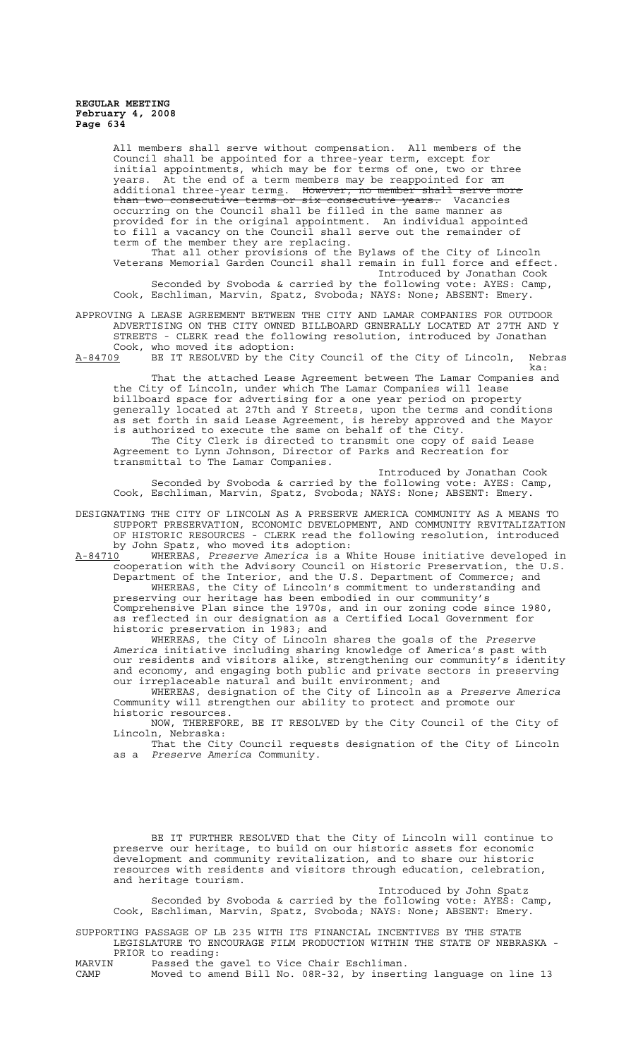All members shall serve without compensation. All members of the Council shall be appointed for a three-year term, except for initial appointments, which may be for terms of one, two or three years. At the end of a term members may be reappointed for ~~an~~ additional three-year term<u>s</u>. ~~However, no member shall serve more than two consecutive terms or six consecutive years.~~ Vacancies occurring on the Council shall be filled in the same manner as provided for in the original appointment. An individual appointed to fill a vacancy on the Council shall serve out the remainder of term of the member they are replacing.

That all other provisions of the Bylaws of the City of Lincoln Veterans Memorial Garden Council shall remain in full force and effect.

Introduced by Jonathan Cook

Seconded by Svoboda & carried by the following vote: AYES: Camp, Cook, Eschliman, Marvin, Spatz, Svoboda; NAYS: None; ABSENT: Emery.

APPROVING A LEASE AGREEMENT BETWEEN THE CITY AND LAMAR COMPANIES FOR OUTDOOR ADVERTISING ON THE CITY OWNED BILLBOARD GENERALLY LOCATED AT 27TH AND Y STREETS - CLERK read the following resolution, introduced by Jonathan Cook, who moved its adoption:

<u>A-84709</u> BE IT RESOLVED by the City Council of the City of Lincoln, Nebraska:

That the attached Lease Agreement between The Lamar Companies and the City of Lincoln, under which The Lamar Companies will lease billboard space for advertising for a one year period on property generally located at 27th and Y Streets, upon the terms and conditions as set forth in said Lease Agreement, is hereby approved and the Mayor is authorized to execute the same on behalf of the City.

The City Clerk is directed to transmit one copy of said Lease Agreement to Lynn Johnson, Director of Parks and Recreation for transmittal to The Lamar Companies.

Introduced by Jonathan Cook

Seconded by Svoboda & carried by the following vote: AYES: Camp, Cook, Eschliman, Marvin, Spatz, Svoboda; NAYS: None; ABSENT: Emery.

DESIGNATING THE CITY OF LINCOLN AS A PRESERVE AMERICA COMMUNITY AS A MEANS TO SUPPORT PRESERVATION, ECONOMIC DEVELOPMENT, AND COMMUNITY REVITALIZATION OF HISTORIC RESOURCES - CLERK read the following resolution, introduced by John Spatz, who moved its adoption:

<u>A-84710</u> WHEREAS, *Preserve America* is a White House initiative developed in cooperation with the Advisory Council on Historic Preservation, the U.S. Department of the Interior, and the U.S. Department of Commerce; and

WHEREAS, the City of Lincoln's commitment to understanding and preserving our heritage has been embodied in our community's Comprehensive Plan since the 1970s, and in our zoning code since 1980, as reflected in our designation as a Certified Local Government for historic preservation in 1983; and

WHEREAS, the City of Lincoln shares the goals of the *Preserve America* initiative including sharing knowledge of America's past with our residents and visitors alike, strengthening our community's identity and economy, and engaging both public and private sectors in preserving our irreplaceable natural and built environment; and

WHEREAS, designation of the City of Lincoln as a *Preserve America* Community will strengthen our ability to protect and promote our historic resources.

NOW, THEREFORE, BE IT RESOLVED by the City Council of the City of Lincoln, Nebraska:

That the City Council requests designation of the City of Lincoln as a *Preserve America* Community.

BE IT FURTHER RESOLVED that the City of Lincoln will continue to preserve our heritage, to build on our historic assets for economic development and community revitalization, and to share our historic resources with residents and visitors through education, celebration, and heritage tourism.

Introduced by John Spatz

Seconded by Svoboda & carried by the following vote: AYES: Camp, Cook, Eschliman, Marvin, Spatz, Svoboda; NAYS: None; ABSENT: Emery.

SUPPORTING PASSAGE OF LB 235 WITH ITS FINANCIAL INCENTIVES BY THE STATE LEGISLATURE TO ENCOURAGE FILM PRODUCTION WITHIN THE STATE OF NEBRASKA - PRIOR to reading:

MARVIN Passed the gavel to Vice Chair Eschliman.

CAMP Moved to amend Bill No. 08R-32, by inserting language on line 13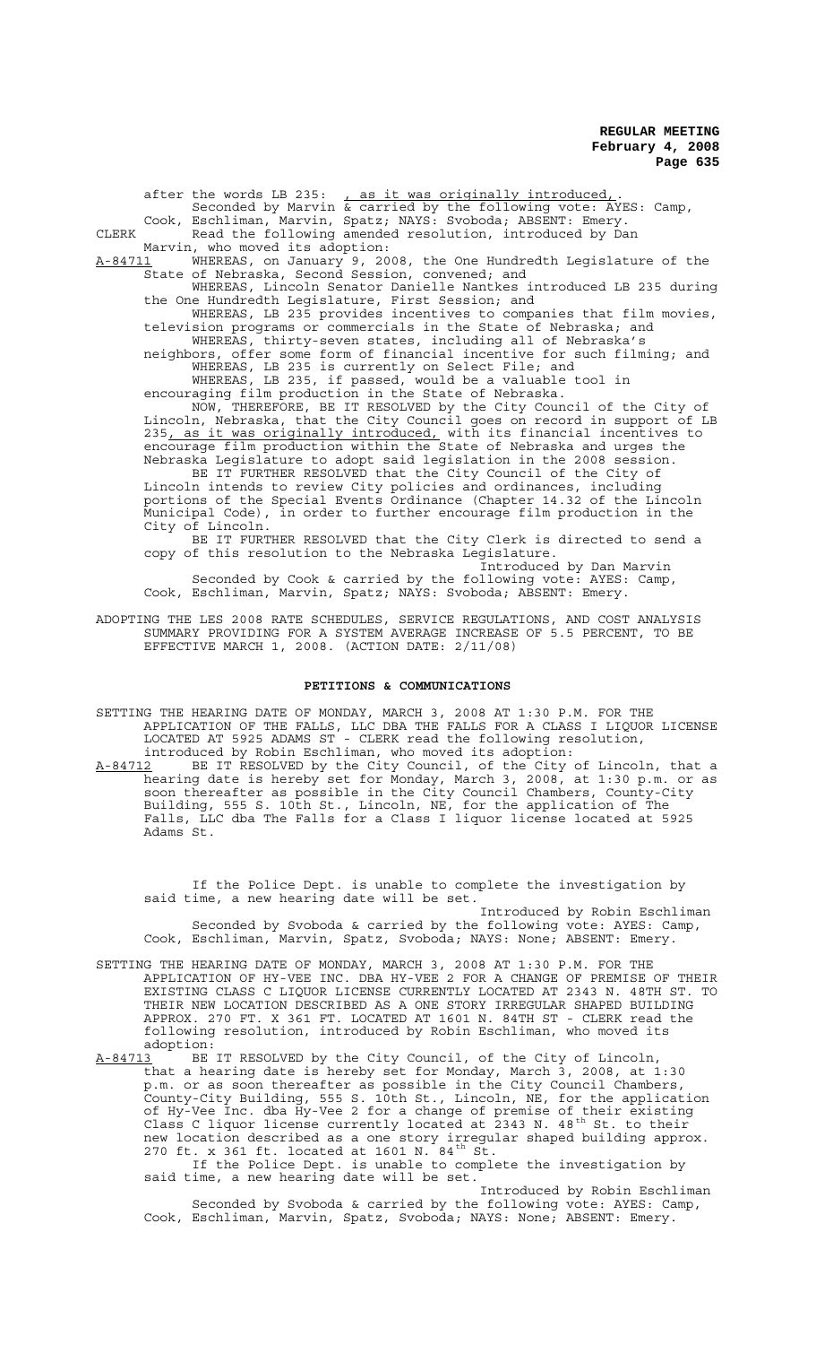after the words LB 235: , as it was originally introduced, .

Seconded by Marvin & carried by the following vote: AYES: Camp, Cook, Eschliman, Marvin, Spatz; NAYS: Svoboda; ABSENT: Emery.

CLERK Read the following amended resolution, introduced by Dan Marvin, who moved its adoption:

A-84711 WHEREAS, on January 9, 2008, the One Hundredth Legislature of the State of Nebraska, Second Session, convened; and

WHEREAS, Lincoln Senator Danielle Nantkes introduced LB 235 during the One Hundredth Legislature, First Session; and

WHEREAS, LB 235 provides incentives to companies that film movies, television programs or commercials in the State of Nebraska; and

WHEREAS, thirty-seven states, including all of Nebraska's neighbors, offer some form of financial incentive for such filming; and

WHEREAS, LB 235 is currently on Select File; and

WHEREAS, LB 235, if passed, would be a valuable tool in encouraging film production in the State of Nebraska.

NOW, THEREFORE, BE IT RESOLVED by the City Council of the City of Lincoln, Nebraska, that the City Council goes on record in support of LB 235, as it was originally introduced, with its financial incentives to encourage film production within the State of Nebraska and urges the Nebraska Legislature to adopt said legislation in the 2008 session.

BE IT FURTHER RESOLVED that the City Council of the City of Lincoln intends to review City policies and ordinances, including portions of the Special Events Ordinance (Chapter 14.32 of the Lincoln Municipal Code), in order to further encourage film production in the City of Lincoln.

BE IT FURTHER RESOLVED that the City Clerk is directed to send a copy of this resolution to the Nebraska Legislature.

Introduced by Dan Marvin

Seconded by Cook & carried by the following vote: AYES: Camp, Cook, Eschliman, Marvin, Spatz; NAYS: Svoboda; ABSENT: Emery.

ADOPTING THE LES 2008 RATE SCHEDULES, SERVICE REGULATIONS, AND COST ANALYSIS SUMMARY PROVIDING FOR A SYSTEM AVERAGE INCREASE OF 5.5 PERCENT, TO BE EFFECTIVE MARCH 1, 2008. (ACTION DATE: 2/11/08)

## PETITIONS & COMMUNICATIONS

SETTING THE HEARING DATE OF MONDAY, MARCH 3, 2008 AT 1:30 P.M. FOR THE APPLICATION OF THE FALLS, LLC DBA THE FALLS FOR A CLASS I LIQUOR LICENSE LOCATED AT 5925 ADAMS ST - CLERK read the following resolution, introduced by Robin Eschliman, who moved its adoption:

A-84712 BE IT RESOLVED by the City Council, of the City of Lincoln, that a hearing date is hereby set for Monday, March 3, 2008, at 1:30 p.m. or as soon thereafter as possible in the City Council Chambers, County-City Building, 555 S. 10th St., Lincoln, NE, for the application of The Falls, LLC dba The Falls for a Class I liquor license located at 5925 Adams St.

If the Police Dept. is unable to complete the investigation by said time, a new hearing date will be set.

Introduced by Robin Eschliman

Seconded by Svoboda & carried by the following vote: AYES: Camp, Cook, Eschliman, Marvin, Spatz, Svoboda; NAYS: None; ABSENT: Emery.

SETTING THE HEARING DATE OF MONDAY, MARCH 3, 2008 AT 1:30 P.M. FOR THE APPLICATION OF HY-VEE INC. DBA HY-VEE 2 FOR A CHANGE OF PREMISE OF THEIR EXISTING CLASS C LIQUOR LICENSE CURRENTLY LOCATED AT 2343 N. 48TH ST. TO THEIR NEW LOCATION DESCRIBED AS A ONE STORY IRREGULAR SHAPED BUILDING APPROX. 270 FT. X 361 FT. LOCATED AT 1601 N. 84TH ST - CLERK read the following resolution, introduced by Robin Eschliman, who moved its adoption:

A-84713 BE IT RESOLVED by the City Council, of the City of Lincoln, that a hearing date is hereby set for Monday, March 3, 2008, at 1:30 p.m. or as soon thereafter as possible in the City Council Chambers, County-City Building, 555 S. 10th St., Lincoln, NE, for the application of Hy-Vee Inc. dba Hy-Vee 2 for a change of premise of their existing Class C liquor license currently located at 2343 N. 48th St. to their new location described as a one story irregular shaped building approx. 270 ft. x 361 ft. located at 1601 N. 84th St.

If the Police Dept. is unable to complete the investigation by said time, a new hearing date will be set.

Introduced by Robin Eschliman

Seconded by Svoboda & carried by the following vote: AYES: Camp, Cook, Eschliman, Marvin, Spatz, Svoboda; NAYS: None; ABSENT: Emery.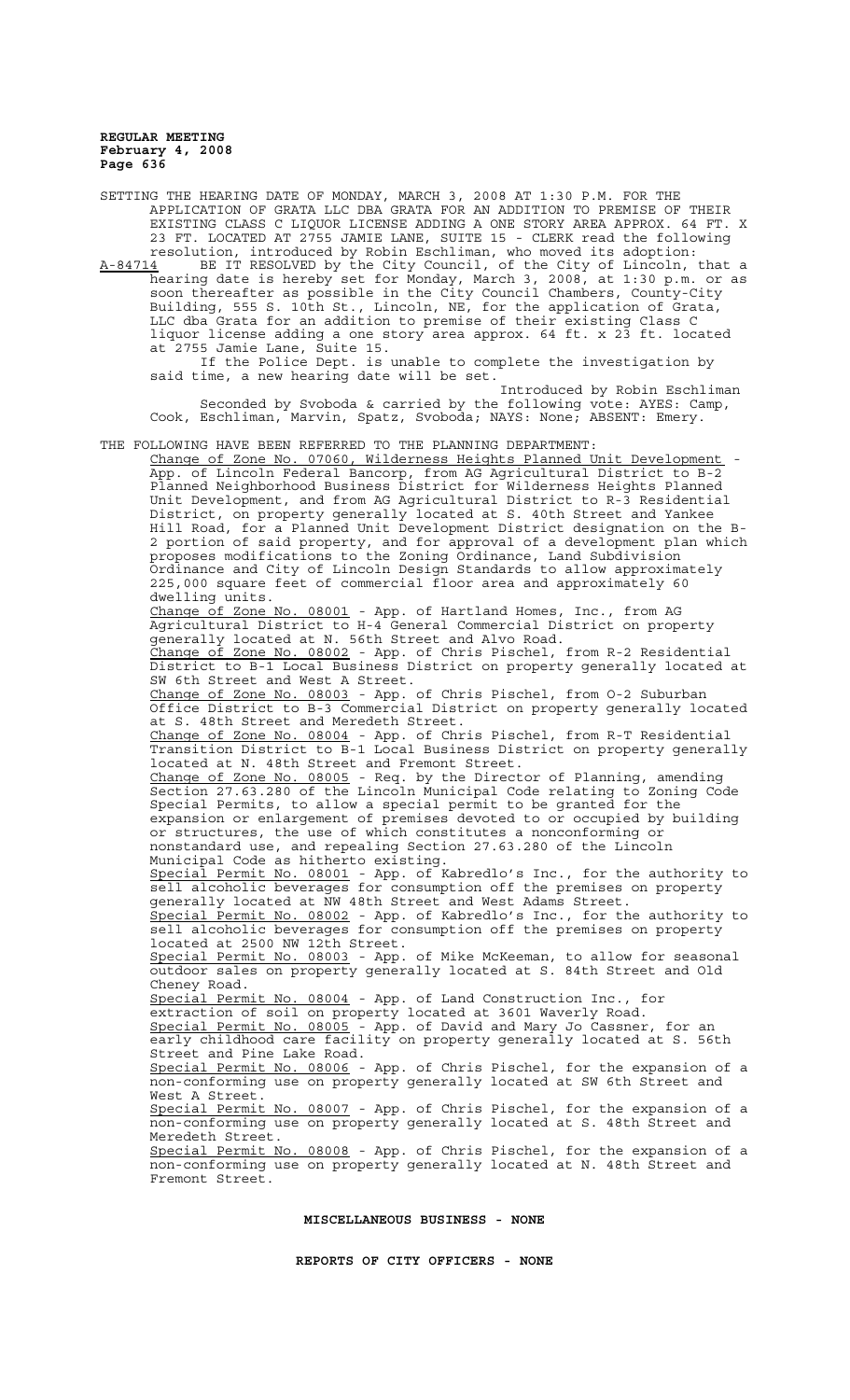SETTING THE HEARING DATE OF MONDAY, MARCH 3, 2008 AT 1:30 P.M. FOR THE APPLICATION OF GRATA LLC DBA GRATA FOR AN ADDITION TO PREMISE OF THEIR EXISTING CLASS C LIQUOR LICENSE ADDING A ONE STORY AREA APPROX. 64 FT. X 23 FT. LOCATED AT 2755 JAMIE LANE, SUITE 15 - CLERK read the following resolution, introduced by Robin Eschliman, who moved its adoption:

A-84714 BE IT RESOLVED by the City Council, of the City of Lincoln, that a hearing date is hereby set for Monday, March 3, 2008, at 1:30 p.m. or as soon thereafter as possible in the City Council Chambers, County-City Building, 555 S. 10th St., Lincoln, NE, for the application of Grata, LLC dba Grata for an addition to premise of their existing Class C liquor license adding a one story area approx. 64 ft. x 23 ft. located at 2755 Jamie Lane, Suite 15.

If the Police Dept. is unable to complete the investigation by said time, a new hearing date will be set.

Introduced by Robin Eschliman

Seconded by Svoboda & carried by the following vote: AYES: Camp, Cook, Eschliman, Marvin, Spatz, Svoboda; NAYS: None; ABSENT: Emery.

THE FOLLOWING HAVE BEEN REFERRED TO THE PLANNING DEPARTMENT:

Change of Zone No. 07060, Wilderness Heights Planned Unit Development - App. of Lincoln Federal Bancorp, from AG Agricultural District to B-2 Planned Neighborhood Business District for Wilderness Heights Planned Unit Development, and from AG Agricultural District to R-3 Residential District, on property generally located at S. 40th Street and Yankee Hill Road, for a Planned Unit Development District designation on the B-2 portion of said property, and for approval of a development plan which proposes modifications to the Zoning Ordinance, Land Subdivision Ordinance and City of Lincoln Design Standards to allow approximately 225,000 square feet of commercial floor area and approximately 60 dwelling units.

Change of Zone No. 08001 - App. of Hartland Homes, Inc., from AG Agricultural District to H-4 General Commercial District on property generally located at N. 56th Street and Alvo Road.

Change of Zone No. 08002 - App. of Chris Pischel, from R-2 Residential District to B-1 Local Business District on property generally located at SW 6th Street and West A Street.

Change of Zone No. 08003 - App. of Chris Pischel, from O-2 Suburban Office District to B-3 Commercial District on property generally located at S. 48th Street and Meredeth Street.

Change of Zone No. 08004 - App. of Chris Pischel, from R-T Residential Transition District to B-1 Local Business District on property generally located at N. 48th Street and Fremont Street.

Change of Zone No. 08005 - Req. by the Director of Planning, amending Section 27.63.280 of the Lincoln Municipal Code relating to Zoning Code Special Permits, to allow a special permit to be granted for the expansion or enlargement of premises devoted to or occupied by building or structures, the use of which constitutes a nonconforming or nonstandard use, and repealing Section 27.63.280 of the Lincoln Municipal Code as hitherto existing.

Special Permit No. 08001 - App. of Kabredlo's Inc., for the authority to sell alcoholic beverages for consumption off the premises on property generally located at NW 48th Street and West Adams Street.

Special Permit No. 08002 - App. of Kabredlo's Inc., for the authority to sell alcoholic beverages for consumption off the premises on property located at 2500 NW 12th Street.

Special Permit No. 08003 - App. of Mike McKeeman, to allow for seasonal outdoor sales on property generally located at S. 84th Street and Old Cheney Road.

Special Permit No. 08004 - App. of Land Construction Inc., for extraction of soil on property located at 3601 Waverly Road.

Special Permit No. 08005 - App. of David and Mary Jo Cassner, for an early childhood care facility on property generally located at S. 56th Street and Pine Lake Road.

Special Permit No. 08006 - App. of Chris Pischel, for the expansion of a non-conforming use on property generally located at SW 6th Street and West A Street.

Special Permit No. 08007 - App. of Chris Pischel, for the expansion of a non-conforming use on property generally located at S. 48th Street and Meredeth Street.

Special Permit No. 08008 - App. of Chris Pischel, for the expansion of a non-conforming use on property generally located at N. 48th Street and Fremont Street.

**MISCELLANEOUS BUSINESS - NONE**

**REPORTS OF CITY OFFICERS - NONE**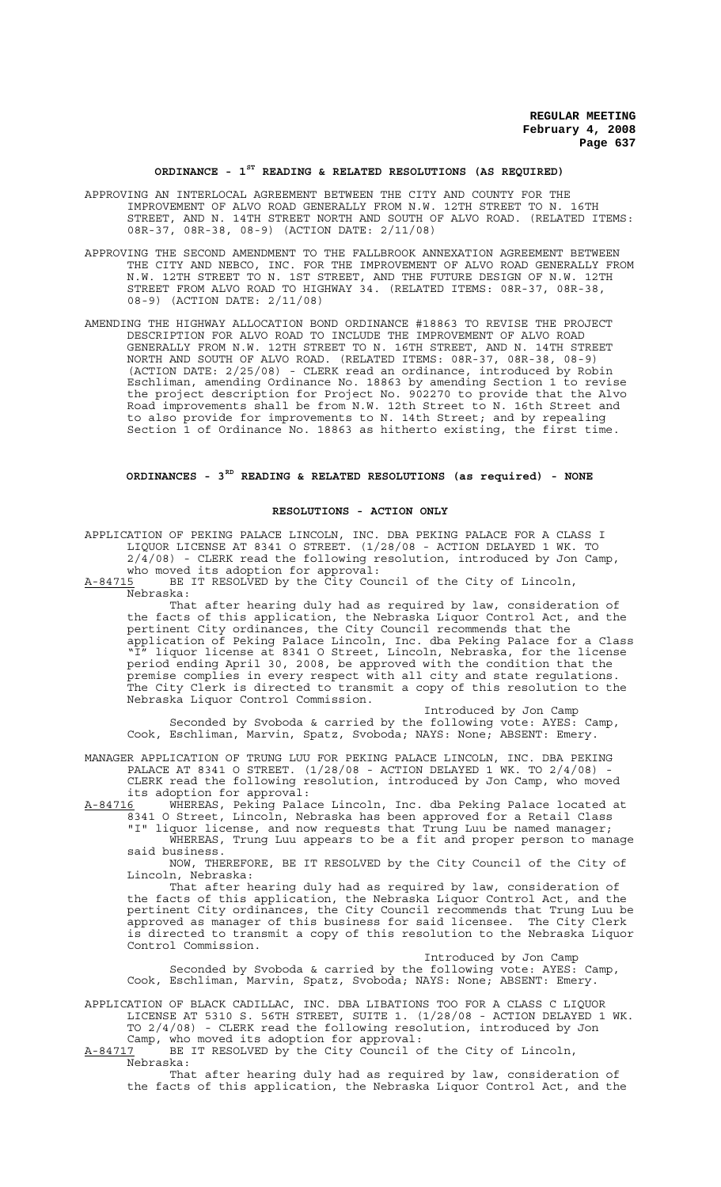## ORDINANCE - 1ST READING & RELATED RESOLUTIONS (AS REQUIRED)

APPROVING AN INTERLOCAL AGREEMENT BETWEEN THE CITY AND COUNTY FOR THE IMPROVEMENT OF ALVO ROAD GENERALLY FROM N.W. 12TH STREET TO N. 16TH STREET, AND N. 14TH STREET NORTH AND SOUTH OF ALVO ROAD. (RELATED ITEMS: 08R-37, 08R-38, 08-9) (ACTION DATE: 2/11/08)

APPROVING THE SECOND AMENDMENT TO THE FALLBROOK ANNEXATION AGREEMENT BETWEEN THE CITY AND NEBCO, INC. FOR THE IMPROVEMENT OF ALVO ROAD GENERALLY FROM N.W. 12TH STREET TO N. 1ST STREET, AND THE FUTURE DESIGN OF N.W. 12TH STREET FROM ALVO ROAD TO HIGHWAY 34. (RELATED ITEMS: 08R-37, 08R-38, 08-9) (ACTION DATE: 2/11/08)

AMENDING THE HIGHWAY ALLOCATION BOND ORDINANCE #18863 TO REVISE THE PROJECT DESCRIPTION FOR ALVO ROAD TO INCLUDE THE IMPROVEMENT OF ALVO ROAD GENERALLY FROM N.W. 12TH STREET TO N. 16TH STREET, AND N. 14TH STREET NORTH AND SOUTH OF ALVO ROAD. (RELATED ITEMS: 08R-37, 08R-38, 08-9) (ACTION DATE: 2/25/08) - CLERK read an ordinance, introduced by Robin Eschliman, amending Ordinance No. 18863 by amending Section 1 to revise the project description for Project No. 902270 to provide that the Alvo Road improvements shall be from N.W. 12th Street to N. 16th Street and to also provide for improvements to N. 14th Street; and by repealing Section 1 of Ordinance No. 18863 as hitherto existing, the first time.

## ORDINANCES - 3RD READING & RELATED RESOLUTIONS (as required) - NONE

## RESOLUTIONS - ACTION ONLY

APPLICATION OF PEKING PALACE LINCOLN, INC. DBA PEKING PALACE FOR A CLASS I LIQUOR LICENSE AT 8341 O STREET. (1/28/08 - ACTION DELAYED 1 WK. TO 2/4/08) - CLERK read the following resolution, introduced by Jon Camp, who moved its adoption for approval:

A-84715 BE IT RESOLVED by the City Council of the City of Lincoln, Nebraska:

That after hearing duly had as required by law, consideration of the facts of this application, the Nebraska Liquor Control Act, and the pertinent City ordinances, the City Council recommends that the application of Peking Palace Lincoln, Inc. dba Peking Palace for a Class "I" liquor license at 8341 O Street, Lincoln, Nebraska, for the license period ending April 30, 2008, be approved with the condition that the premise complies in every respect with all city and state regulations. The City Clerk is directed to transmit a copy of this resolution to the Nebraska Liquor Control Commission.

Introduced by Jon Camp

Seconded by Svoboda & carried by the following vote: AYES: Camp, Cook, Eschliman, Marvin, Spatz, Svoboda; NAYS: None; ABSENT: Emery.

MANAGER APPLICATION OF TRUNG LUU FOR PEKING PALACE LINCOLN, INC. DBA PEKING PALACE AT 8341 O STREET. (1/28/08 - ACTION DELAYED 1 WK. TO 2/4/08) - CLERK read the following resolution, introduced by Jon Camp, who moved its adoption for approval:

A-84716 WHEREAS, Peking Palace Lincoln, Inc. dba Peking Palace located at 8341 O Street, Lincoln, Nebraska has been approved for a Retail Class "I" liquor license, and now requests that Trung Luu be named manager;

WHEREAS, Trung Luu appears to be a fit and proper person to manage said business.

NOW, THEREFORE, BE IT RESOLVED by the City Council of the City of Lincoln, Nebraska:

That after hearing duly had as required by law, consideration of the facts of this application, the Nebraska Liquor Control Act, and the pertinent City ordinances, the City Council recommends that Trung Luu be approved as manager of this business for said licensee. The City Clerk is directed to transmit a copy of this resolution to the Nebraska Liquor Control Commission.

Introduced by Jon Camp

Seconded by Svoboda & carried by the following vote: AYES: Camp, Cook, Eschliman, Marvin, Spatz, Svoboda; NAYS: None; ABSENT: Emery.

APPLICATION OF BLACK CADILLAC, INC. DBA LIBATIONS TOO FOR A CLASS C LIQUOR LICENSE AT 5310 S. 56TH STREET, SUITE 1. (1/28/08 - ACTION DELAYED 1 WK. TO 2/4/08) - CLERK read the following resolution, introduced by Jon Camp, who moved its adoption for approval:

A-84717 BE IT RESOLVED by the City Council of the City of Lincoln, Nebraska:

That after hearing duly had as required by law, consideration of the facts of this application, the Nebraska Liquor Control Act, and the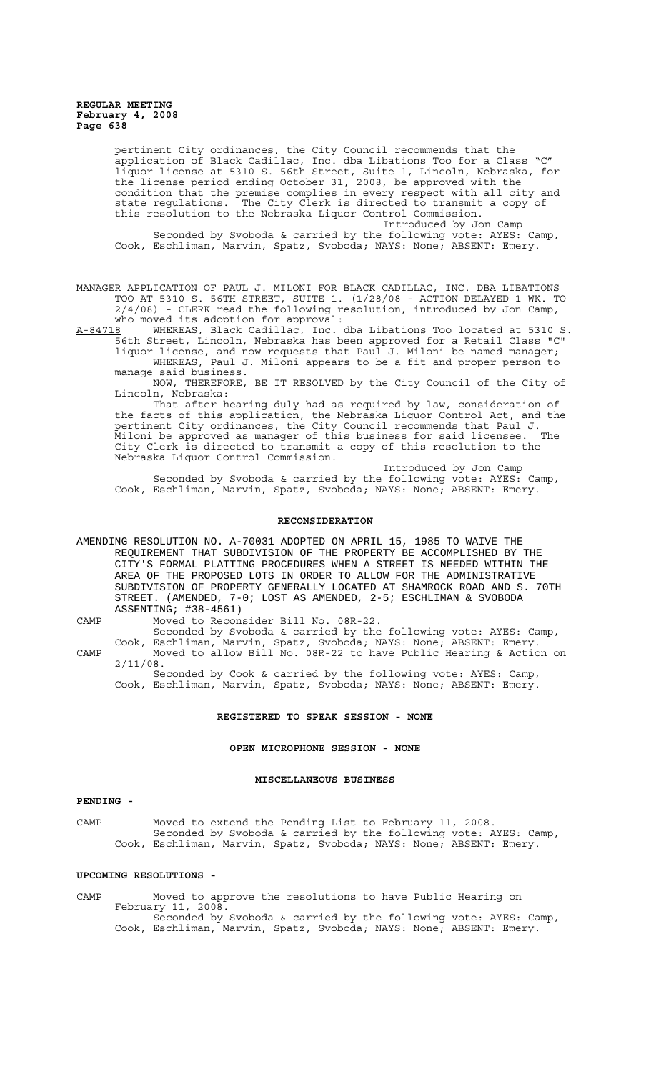pertinent City ordinances, the City Council recommends that the application of Black Cadillac, Inc. dba Libations Too for a Class "C" liquor license at 5310 S. 56th Street, Suite 1, Lincoln, Nebraska, for the license period ending October 31, 2008, be approved with the condition that the premise complies in every respect with all city and state regulations. The City Clerk is directed to transmit a copy of this resolution to the Nebraska Liquor Control Commission.

Introduced by Jon Camp

Seconded by Svoboda & carried by the following vote: AYES: Camp, Cook, Eschliman, Marvin, Spatz, Svoboda; NAYS: None; ABSENT: Emery.

MANAGER APPLICATION OF PAUL J. MILONI FOR BLACK CADILLAC, INC. DBA LIBATIONS TOO AT 5310 S. 56TH STREET, SUITE 1. (1/28/08 - ACTION DELAYED 1 WK. TO 2/4/08) - CLERK read the following resolution, introduced by Jon Camp, who moved its adoption for approval:

A-84718 WHEREAS, Black Cadillac, Inc. dba Libations Too located at 5310 S. 56th Street, Lincoln, Nebraska has been approved for a Retail Class "C" liquor license, and now requests that Paul J. Miloni be named manager;

WHEREAS, Paul J. Miloni appears to be a fit and proper person to manage said business.

NOW, THEREFORE, BE IT RESOLVED by the City Council of the City of Lincoln, Nebraska:

That after hearing duly had as required by law, consideration of the facts of this application, the Nebraska Liquor Control Act, and the pertinent City ordinances, the City Council recommends that Paul J. Miloni be approved as manager of this business for said licensee. The City Clerk is directed to transmit a copy of this resolution to the Nebraska Liquor Control Commission.

Introduced by Jon Camp

Seconded by Svoboda & carried by the following vote: AYES: Camp, Cook, Eschliman, Marvin, Spatz, Svoboda; NAYS: None; ABSENT: Emery.

## RECONSIDERATION

AMENDING RESOLUTION NO. A-70031 ADOPTED ON APRIL 15, 1985 TO WAIVE THE REQUIREMENT THAT SUBDIVISION OF THE PROPERTY BE ACCOMPLISHED BY THE CITY'S FORMAL PLATTING PROCEDURES WHEN A STREET IS NEEDED WITHIN THE AREA OF THE PROPOSED LOTS IN ORDER TO ALLOW FOR THE ADMINISTRATIVE SUBDIVISION OF PROPERTY GENERALLY LOCATED AT SHAMROCK ROAD AND S. 70TH STREET. (AMENDED, 7-0; LOST AS AMENDED, 2-5; ESCHLIMAN & SVOBODA ASSENTING; #38-4561)

CAMP Moved to Reconsider Bill No. 08R-22.

Seconded by Svoboda & carried by the following vote: AYES: Camp, Cook, Eschliman, Marvin, Spatz, Svoboda; NAYS: None; ABSENT: Emery.

CAMP Moved to allow Bill No. 08R-22 to have Public Hearing & Action on 2/11/08.

Seconded by Cook & carried by the following vote: AYES: Camp, Cook, Eschliman, Marvin, Spatz, Svoboda; NAYS: None; ABSENT: Emery.

## REGISTERED TO SPEAK SESSION - NONE

## OPEN MICROPHONE SESSION - NONE

## MISCELLANEOUS BUSINESS

### PENDING -

CAMP Moved to extend the Pending List to February 11, 2008.

Seconded by Svoboda & carried by the following vote: AYES: Camp, Cook, Eschliman, Marvin, Spatz, Svoboda; NAYS: None; ABSENT: Emery.

### UPCOMING RESOLUTIONS -

CAMP Moved to approve the resolutions to have Public Hearing on February 11, 2008.

Seconded by Svoboda & carried by the following vote: AYES: Camp, Cook, Eschliman, Marvin, Spatz, Svoboda; NAYS: None; ABSENT: Emery.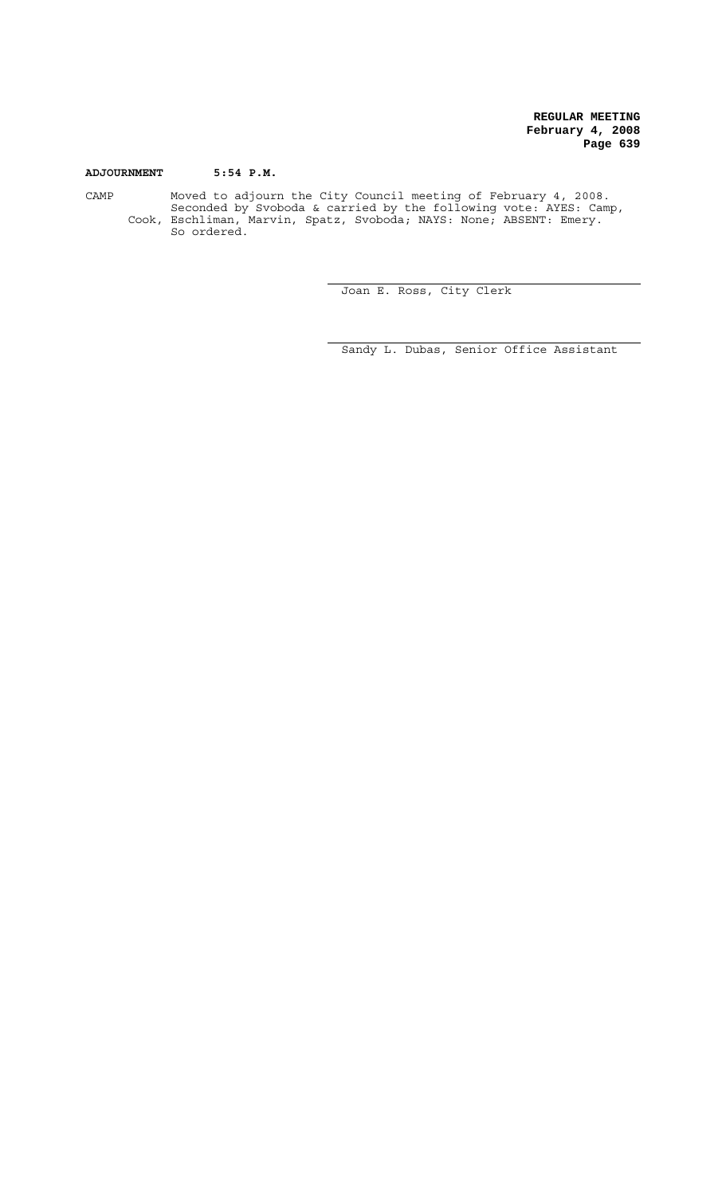**ADJOURNMENT 5:54 P.M.**

CAMP Moved to adjourn the City Council meeting of February 4, 2008. Seconded by Svoboda & carried by the following vote: AYES: Camp, Cook, Eschliman, Marvin, Spatz, Svoboda; NAYS: None; ABSENT: Emery. So ordered.

Joan E. Ross, City Clerk

Sandy L. Dubas, Senior Office Assistant